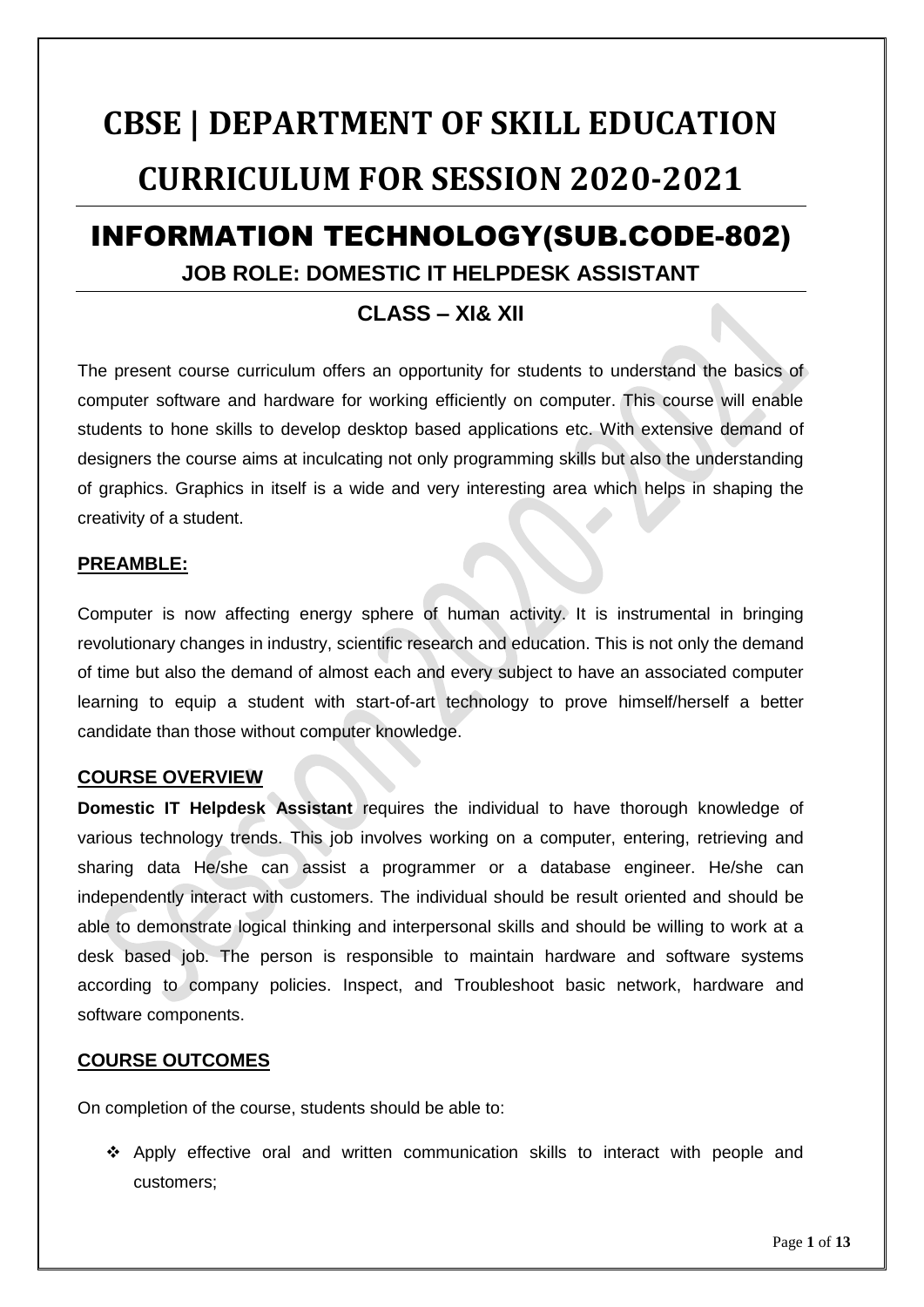# CBSE | DEPARTMENT OF SKILL EDUCATION CURRICULUM FOR SESSION 2020-2021

## INFORMATION TECHNOLOGY(SUB.CODE-802)

### JOB ROLE: DOMESTIC IT HELPDESK ASSISTANT

### CLASS – XI& XII

The present course curriculum offers an opportunity for students to understand the basics of computer software and hardware for working efficiently on computer. This course will enable students to hone skills to develop desktop based applications etc. With extensive demand of designers the course aims at inculcating not only programming skills but also the understanding of graphics. Graphics in itself is a wide and very interesting area which helps in shaping the creativity of a student.

**PREAMBLE:**

Computer is now affecting energy sphere of human activity. It is instrumental in bringing revolutionary changes in industry, scientific research and education. This is not only the demand of time but also the demand of almost each and every subject to have an associated computer learning to equip a student with start-of-art technology to prove himself/herself a better candidate than those without computer knowledge.

**COURSE OVERVIEW**

**Domestic IT Helpdesk Assistant** requires the individual to have thorough knowledge of various technology trends. This job involves working on a computer, entering, retrieving and sharing data He/she can assist a programmer or a database engineer. He/she can independently interact with customers. The individual should be result oriented and should be able to demonstrate logical thinking and interpersonal skills and should be willing to work at a desk based job. The person is responsible to maintain hardware and software systems according to company policies. Inspect, and Troubleshoot basic network, hardware and software components.

**COURSE OUTCOMES**

On completion of the course, students should be able to:

- Apply effective oral and written communication skills to interact with people and customers;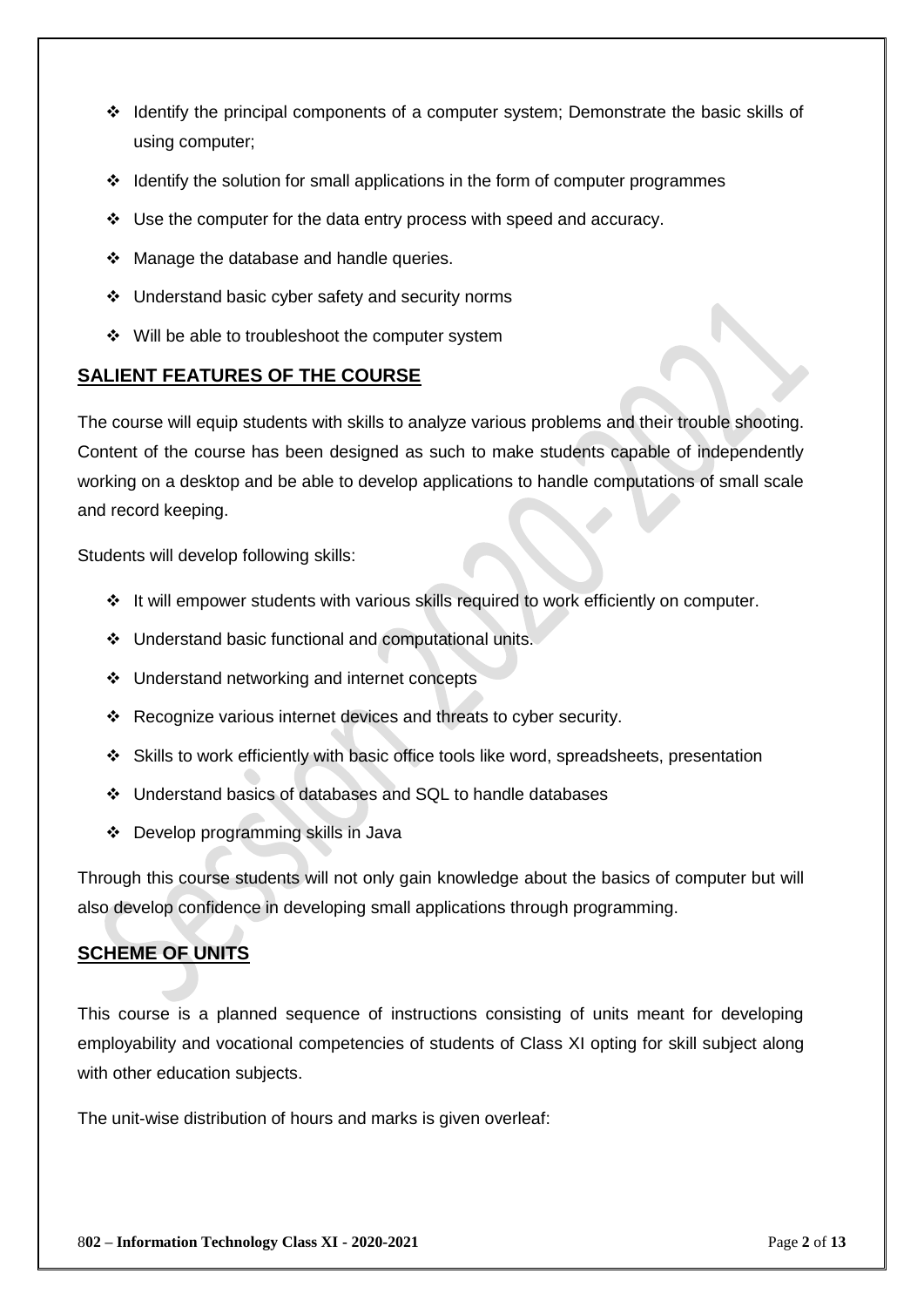- Identify the principal components of a computer system; Demonstrate the basic skills of using computer;
- Identify the solution for small applications in the form of computer programmes
- Use the computer for the data entry process with speed and accuracy.
- Manage the database and handle queries.
- Understand basic cyber safety and security norms
- Will be able to troubleshoot the computer system

## SALIENT FEATURES OF THE COURSE

The course will equip students with skills to analyze various problems and their trouble shooting. Content of the course has been designed as such to make students capable of independently working on a desktop and be able to develop applications to handle computations of small scale and record keeping.

Students will develop following skills:

- It will empower students with various skills required to work efficiently on computer.
- Understand basic functional and computational units.
- Understand networking and internet concepts
- Recognize various internet devices and threats to cyber security.
- Skills to work efficiently with basic office tools like word, spreadsheets, presentation
- Understand basics of databases and SQL to handle databases
- Develop programming skills in Java

Through this course students will not only gain knowledge about the basics of computer but will also develop confidence in developing small applications through programming.

## SCHEME OF UNITS

This course is a planned sequence of instructions consisting of units meant for developing employability and vocational competencies of students of Class XI opting for skill subject along with other education subjects.

The unit-wise distribution of hours and marks is given overleaf: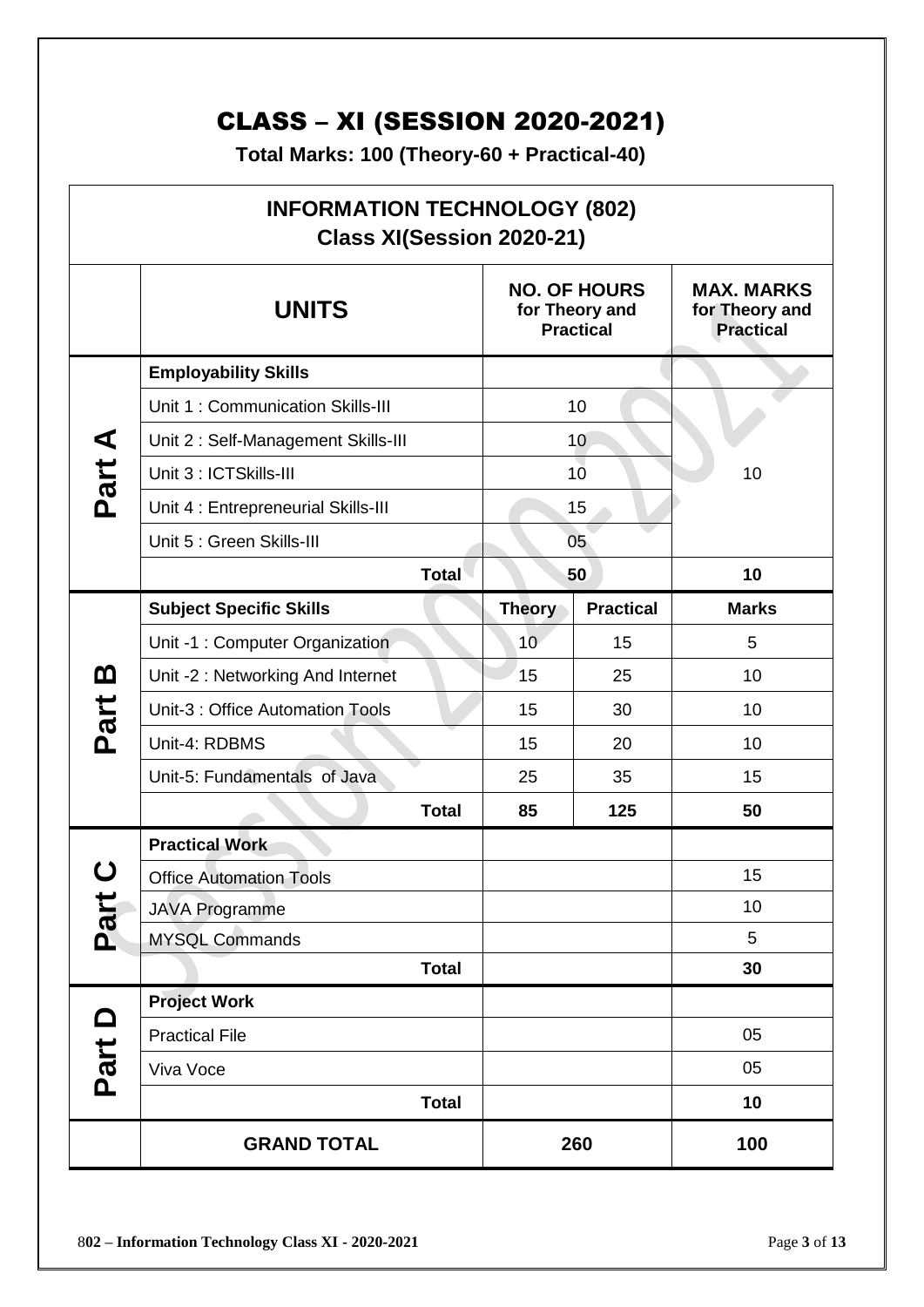# CLASS – XI (SESSION 2020-2021)

**Total Marks: 100 (Theory-60 + Practical-40)**

| **INFORMATION TECHNOLOGY (802) Class XI(Session 2020-21)** | | | | |
|---|---|---|---|---|
| | **UNITS** | **NO. OF HOURS for Theory and Practical** | | **MAX. MARKS for Theory and Practical** |
| **Part A** | **Employability Skills** | | | |
| | Unit 1 : Communication Skills-III | 10 | | 10 |
| | Unit 2 : Self-Management Skills-III | 10 | | |
| | Unit 3 : ICTSkills-III | 10 | | |
| | Unit 4 : Entrepreneurial Skills-III | 15 | | |
| | Unit 5 : Green Skills-III | 05 | | |
| | **Total** | **50** | | **10** |
| **Part B** | **Subject Specific Skills** | **Theory** | **Practical** | **Marks** |
| | Unit -1 : Computer Organization | 10 | 15 | 5 |
| | Unit -2 : Networking And Internet | 15 | 25 | 10 |
| | Unit-3 : Office Automation Tools | 15 | 30 | 10 |
| | Unit-4: RDBMS | 15 | 20 | 10 |
| | Unit-5: Fundamentals of Java | 25 | 35 | 15 |
| | **Total** | **85** | **125** | **50** |
| **Part C** | **Practical Work** | | | |
| | Office Automation Tools | | | 15 |
| | JAVA Programme | | | 10 |
| | MYSQL Commands | | | 5 |
| | **Total** | | | **30** |
| **Part D** | **Project Work** | | | |
| | Practical File | | | 05 |
| | Viva Voce | | | 05 |
| | **Total** | | | **10** |
| | **GRAND TOTAL** | **260** | | **100** |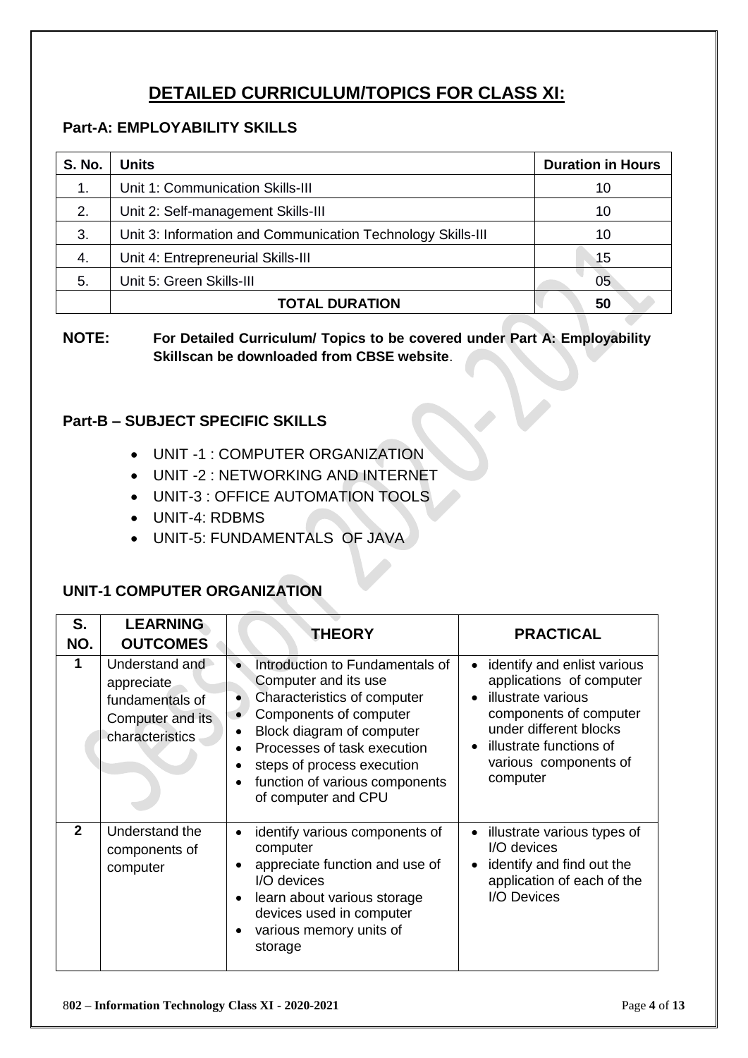# DETAILED CURRICULUM/TOPICS FOR CLASS XI:

## Part-A: EMPLOYABILITY SKILLS

| S. No. | Units | Duration in Hours |
|---|---|---|
| 1. | Unit 1: Communication Skills-III | 10 |
| 2. | Unit 2: Self-management Skills-III | 10 |
| 3. | Unit 3: Information and Communication Technology Skills-III | 10 |
| 4. | Unit 4: Entrepreneurial Skills-III | 15 |
| 5. | Unit 5: Green Skills-III | 05 |
| | **TOTAL DURATION** | **50** |

**NOTE:** **For Detailed Curriculum/ Topics to be covered under Part A: Employability Skillscan be downloaded from CBSE website**.

## Part-B – SUBJECT SPECIFIC SKILLS

- UNIT -1 : COMPUTER ORGANIZATION
- UNIT -2 : NETWORKING AND INTERNET
- UNIT-3 : OFFICE AUTOMATION TOOLS
- UNIT-4: RDBMS
- UNIT-5: FUNDAMENTALS OF JAVA

## UNIT-1 COMPUTER ORGANIZATION

| S. NO. | LEARNING OUTCOMES | THEORY | PRACTICAL |
|---|---|---|---|
| 1 | Understand and appreciate fundamentals of Computer and its characteristics | • Introduction to Fundamentals of Computer and its use<br>• Characteristics of computer<br>• Components of computer<br>• Block diagram of computer<br>• Processes of task execution<br>• steps of process execution<br>• function of various components of computer and CPU | • identify and enlist various applications of computer<br>• illustrate various components of computer under different blocks<br>• illustrate functions of various components of computer |
| 2 | Understand the components of computer | • identify various components of computer<br>• appreciate function and use of I/O devices<br>• learn about various storage devices used in computer<br>• various memory units of storage | • illustrate various types of I/O devices<br>• identify and find out the application of each of the I/O Devices |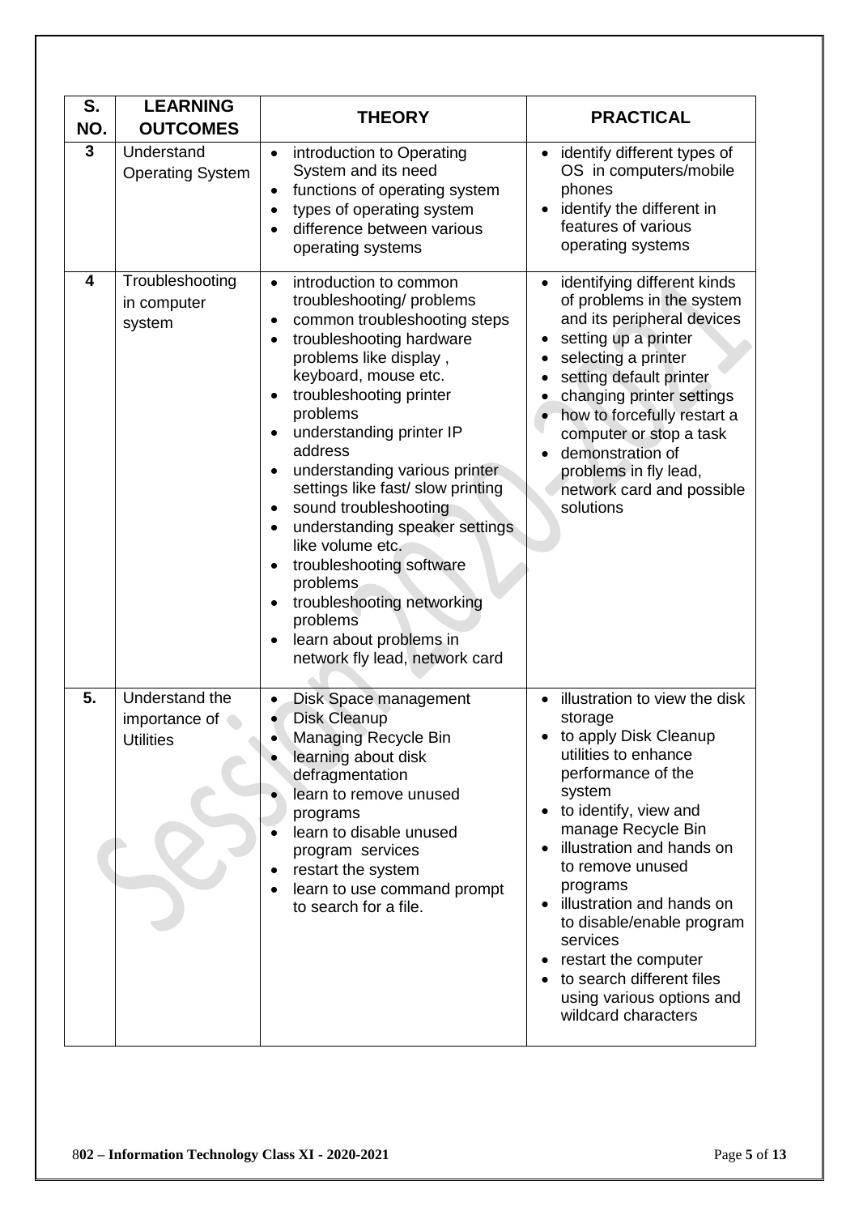| S. NO. | LEARNING OUTCOMES | THEORY | PRACTICAL |
|---|---|---|---|
| 3 | Understand Operating System | • introduction to Operating System and its need<br>• functions of operating system<br>• types of operating system<br>• difference between various operating systems | • identify different types of OS in computers/mobile phones<br>• identify the different in features of various operating systems |
| 4 | Troubleshooting in computer system | • introduction to common troubleshooting/ problems<br>• common troubleshooting steps<br>• troubleshooting hardware problems like display , keyboard, mouse etc.<br>• troubleshooting printer problems<br>• understanding printer IP address<br>• understanding various printer settings like fast/ slow printing<br>• sound troubleshooting<br>• understanding speaker settings like volume etc.<br>• troubleshooting software problems<br>• troubleshooting networking problems<br>• learn about problems in network fly lead, network card | • identifying different kinds of problems in the system and its peripheral devices<br>• setting up a printer<br>• selecting a printer<br>• setting default printer<br>• changing printer settings<br>• how to forcefully restart a computer or stop a task<br>• demonstration of problems in fly lead, network card and possible solutions |
| 5. | Understand the importance of Utilities | • Disk Space management<br>• Disk Cleanup<br>• Managing Recycle Bin<br>• learning about disk defragmentation<br>• learn to remove unused programs<br>• learn to disable unused program services<br>• restart the system<br>• learn to use command prompt to search for a file. | • illustration to view the disk storage<br>• to apply Disk Cleanup utilities to enhance performance of the system<br>• to identify, view and manage Recycle Bin<br>• illustration and hands on to remove unused programs<br>• illustration and hands on to disable/enable program services<br>• restart the computer<br>• to search different files using various options and wildcard characters |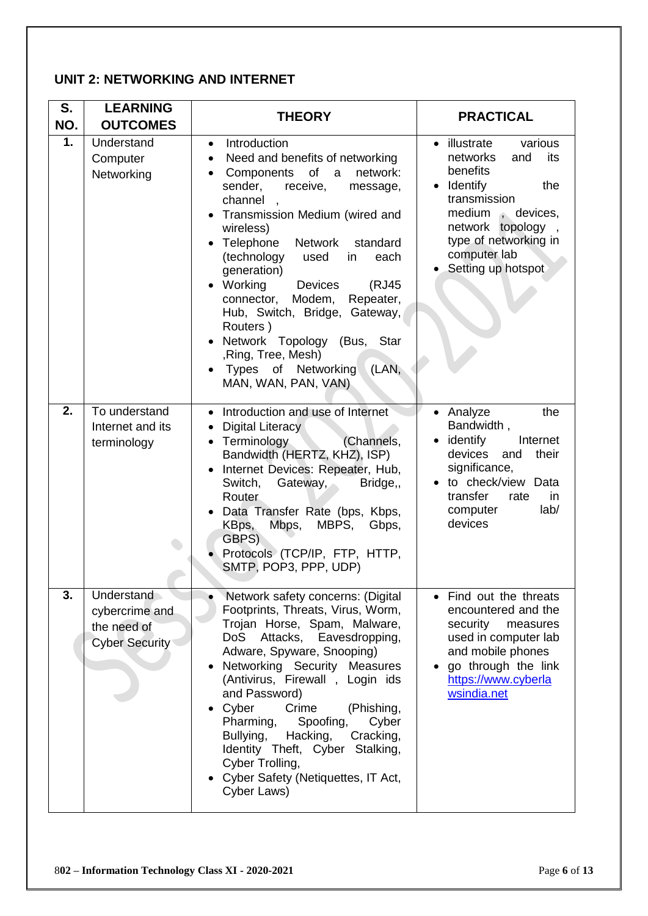## UNIT 2: NETWORKING AND INTERNET

| S. NO. | LEARNING OUTCOMES | THEORY | PRACTICAL |
|---|---|---|---|
| 1. | Understand Computer Networking | • Introduction<br>• Need and benefits of networking<br>• Components of a network: sender, receive, message, channel ,<br>• Transmission Medium (wired and wireless)<br>• Telephone Network standard (technology used in each generation)<br>• Working Devices (RJ45 connector, Modem, Repeater, Hub, Switch, Bridge, Gateway, Routers )<br>• Network Topology (Bus, Star ,Ring, Tree, Mesh)<br>• Types of Networking (LAN, MAN, WAN, PAN, VAN) | • illustrate various networks and its benefits<br>• Identify the transmission medium , devices, network topology , type of networking in computer lab<br>• Setting up hotspot |
| 2. | To understand Internet and its terminology | • Introduction and use of Internet<br>• Digital Literacy<br>• Terminology (Channels, Bandwidth (HERTZ, KHZ), ISP)<br>• Internet Devices: Repeater, Hub, Switch, Gateway, Bridge,, Router<br>• Data Transfer Rate (bps, Kbps, KBps, Mbps, MBPS, Gbps, GBPS)<br>• Protocols (TCP/IP, FTP, HTTP, SMTP, POP3, PPP, UDP) | • Analyze the Bandwidth ,<br>• identify Internet devices and their significance,<br>• to check/view Data transfer rate in computer lab/ devices |
| 3. | Understand cybercrime and the need of Cyber Security | • Network safety concerns: (Digital Footprints, Threats, Virus, Worm, Trojan Horse, Spam, Malware, DoS Attacks, Eavesdropping, Adware, Spyware, Snooping)<br>• Networking Security Measures (Antivirus, Firewall , Login ids and Password)<br>• Cyber Crime (Phishing, Pharming, Spoofing, Cyber Bullying, Hacking, Cracking, Identity Theft, Cyber Stalking, Cyber Trolling,<br>• Cyber Safety (Netiquettes, IT Act, Cyber Laws) | • Find out the threats encountered and the security measures used in computer lab and mobile phones<br>• go through the link https://www.cyberlawsindia.net |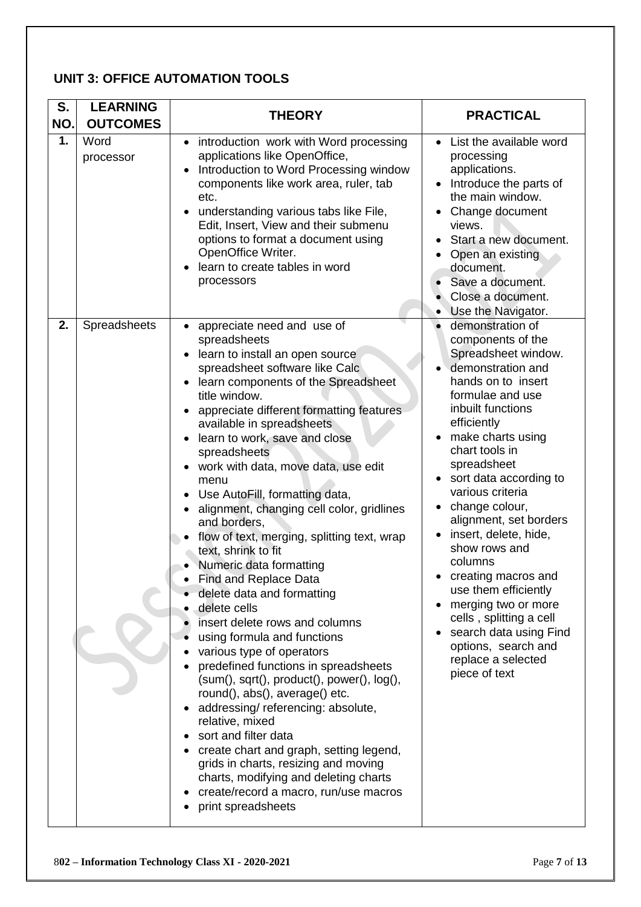## UNIT 3: OFFICE AUTOMATION TOOLS

| S. NO. | LEARNING OUTCOMES | THEORY | PRACTICAL |
|---|---|---|---|
| 1. | Word processor | • introduction work with Word processing applications like OpenOffice,<br>• Introduction to Word Processing window components like work area, ruler, tab etc.<br>• understanding various tabs like File, Edit, Insert, View and their submenu options to format a document using OpenOffice Writer.<br>• learn to create tables in word processors | • List the available word processing applications.<br>• Introduce the parts of the main window.<br>• Change document views.<br>• Start a new document.<br>• Open an existing document.<br>• Save a document.<br>• Close a document.<br>• Use the Navigator. |
| 2. | Spreadsheets | • appreciate need and use of spreadsheets<br>• learn to install an open source spreadsheet software like Calc<br>• learn components of the Spreadsheet title window.<br>• appreciate different formatting features available in spreadsheets<br>• learn to work, save and close spreadsheets<br>• work with data, move data, use edit menu<br>• Use AutoFill, formatting data,<br>• alignment, changing cell color, gridlines and borders,<br>• flow of text, merging, splitting text, wrap text, shrink to fit<br>• Numeric data formatting<br>• Find and Replace Data<br>• delete data and formatting<br>• delete cells<br>• insert delete rows and columns<br>• using formula and functions<br>• various type of operators<br>• predefined functions in spreadsheets (sum(), sqrt(), product(), power(), log(), round(), abs(), average() etc.<br>• addressing/ referencing: absolute, relative, mixed<br>• sort and filter data<br>• create chart and graph, setting legend, grids in charts, resizing and moving charts, modifying and deleting charts<br>• create/record a macro, run/use macros<br>• print spreadsheets | • demonstration of components of the Spreadsheet window.<br>• demonstration and hands on to insert formulae and use inbuilt functions efficiently<br>• make charts using chart tools in spreadsheet<br>• sort data according to various criteria<br>• change colour, alignment, set borders<br>• insert, delete, hide, show rows and columns<br>• creating macros and use them efficiently<br>• merging two or more cells , splitting a cell<br>• search data using Find options, search and replace a selected piece of text |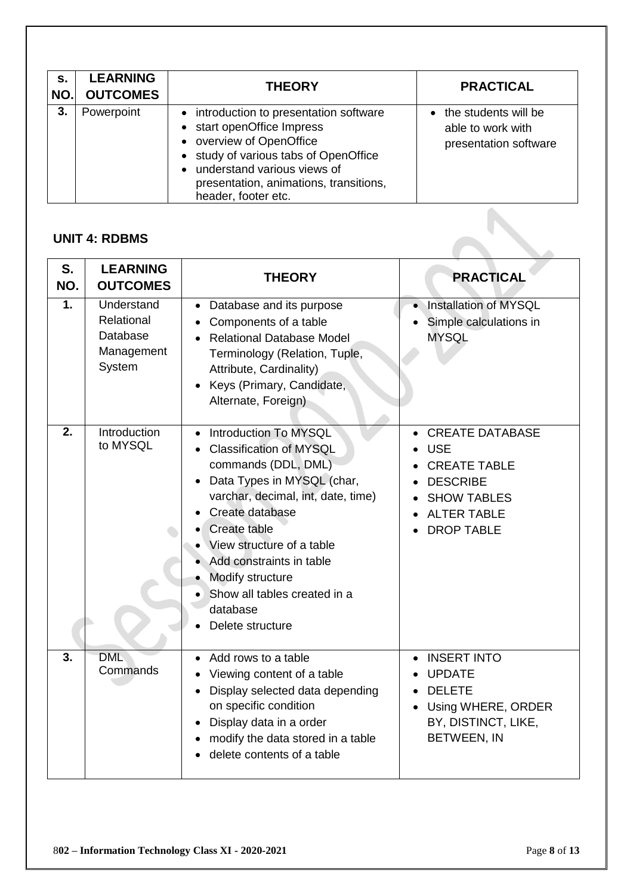| S. NO. | LEARNING OUTCOMES | THEORY | PRACTICAL |
|---|---|---|---|
| 3. | Powerpoint | • introduction to presentation software<br>• start openOffice Impress<br>• overview of OpenOffice<br>• study of various tabs of OpenOffice<br>• understand various views of presentation, animations, transitions, header, footer etc. | • the students will be able to work with presentation software |

## UNIT 4: RDBMS

| S. NO. | LEARNING OUTCOMES | THEORY | PRACTICAL |
|---|---|---|---|
| 1. | Understand Relational Database Management System | • Database and its purpose<br>• Components of a table<br>• Relational Database Model Terminology (Relation, Tuple, Attribute, Cardinality)<br>• Keys (Primary, Candidate, Alternate, Foreign) | • Installation of MYSQL<br>• Simple calculations in MYSQL |
| 2. | Introduction to MYSQL | • Introduction To MYSQL<br>• Classification of MYSQL commands (DDL, DML)<br>• Data Types in MYSQL (char, varchar, decimal, int, date, time)<br>• Create database<br>• Create table<br>• View structure of a table<br>• Add constraints in table<br>• Modify structure<br>• Show all tables created in a database<br>• Delete structure | • CREATE DATABASE<br>• USE<br>• CREATE TABLE<br>• DESCRIBE<br>• SHOW TABLES<br>• ALTER TABLE<br>• DROP TABLE |
| 3. | DML Commands | • Add rows to a table<br>• Viewing content of a table<br>• Display selected data depending on specific condition<br>• Display data in a order<br>• modify the data stored in a table<br>• delete contents of a table | • INSERT INTO<br>• UPDATE<br>• DELETE<br>• Using WHERE, ORDER BY, DISTINCT, LIKE, BETWEEN, IN |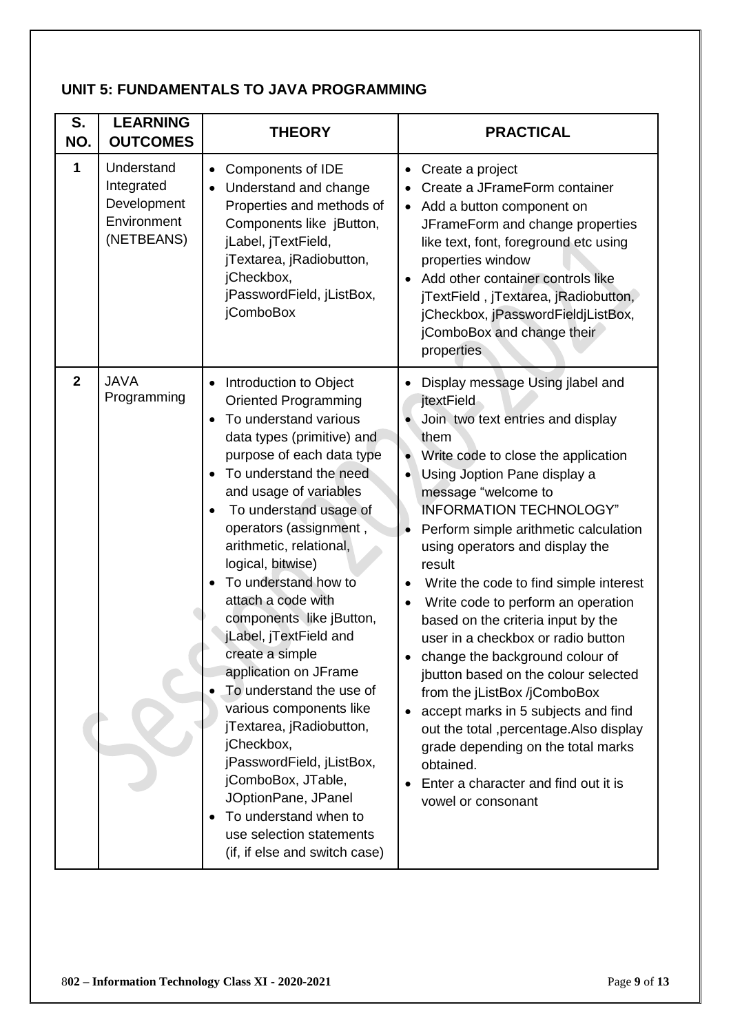## UNIT 5: FUNDAMENTALS TO JAVA PROGRAMMING

| S. NO. | LEARNING OUTCOMES | THEORY | PRACTICAL |
|---|---|---|---|
| 1 | Understand Integrated Development Environment (NETBEANS) | • Components of IDE<br>• Understand and change Properties and methods of Components like jButton, jLabel, jTextField, jTextarea, jRadiobutton, jCheckbox, jPasswordField, jListBox, jComboBox | • Create a project<br>• Create a JFrameForm container<br>• Add a button component on JFrameForm and change properties like text, font, foreground etc using properties window<br>• Add other container controls like jTextField , jTextarea, jRadiobutton, jCheckbox, jPasswordFieldjListBox, jComboBox and change their properties |
| 2 | JAVA Programming | • Introduction to Object Oriented Programming<br>• To understand various data types (primitive) and purpose of each data type<br>• To understand the need and usage of variables<br>• To understand usage of operators (assignment , arithmetic, relational, logical, bitwise)<br>• To understand how to attach a code with components like jButton, jLabel, jTextField and create a simple application on JFrame<br>• To understand the use of various components like jTextarea, jRadiobutton, jCheckbox, jPasswordField, jListBox, jComboBox, JTable, JOptionPane, JPanel<br>• To understand when to use selection statements (if, if else and switch case) | • Display message Using jlabel and jtextField<br>• Join two text entries and display them<br>• Write code to close the application<br>• Using Joption Pane display a message "welcome to INFORMATION TECHNOLOGY"<br>• Perform simple arithmetic calculation using operators and display the result<br>• Write the code to find simple interest<br>• Write code to perform an operation based on the criteria input by the user in a checkbox or radio button<br>• change the background colour of jbutton based on the colour selected from the jListBox /jComboBox<br>• accept marks in 5 subjects and find out the total ,percentage.Also display grade depending on the total marks obtained.<br>• Enter a character and find out it is vowel or consonant |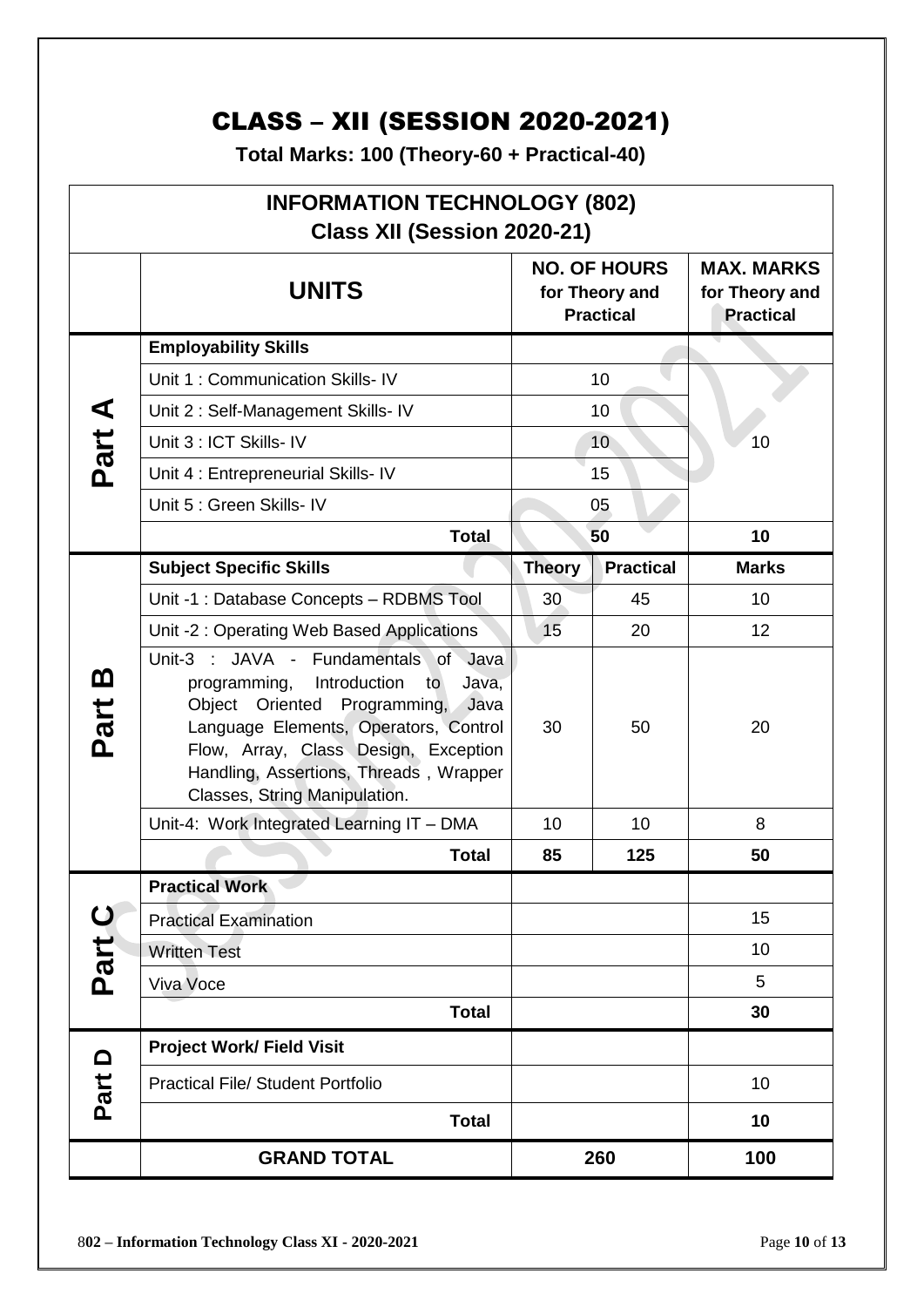# CLASS – XII (SESSION 2020-2021)

**Total Marks: 100 (Theory-60 + Practical-40)**

| INFORMATION TECHNOLOGY (802) Class XII (Session 2020-21) | | | | |
|---|---|---|---|---|
| | **UNITS** | **NO. OF HOURS for Theory and Practical** | | **MAX. MARKS for Theory and Practical** |
| **Part A** | **Employability Skills** | | | |
| | Unit 1 : Communication Skills- IV | 10 | | 10 |
| | Unit 2 : Self-Management Skills- IV | 10 | | |
| | Unit 3 : ICT Skills- IV | 10 | | |
| | Unit 4 : Entrepreneurial Skills- IV | 15 | | |
| | Unit 5 : Green Skills- IV | 05 | | |
| | **Total** | **50** | | **10** |
| **Part B** | **Subject Specific Skills** | **Theory** | **Practical** | **Marks** |
| | Unit -1 : Database Concepts – RDBMS Tool | 30 | 45 | 10 |
| | Unit -2 : Operating Web Based Applications | 15 | 20 | 12 |
| | Unit-3 : JAVA - Fundamentals of Java programming, Introduction to Java, Object Oriented Programming, Java Language Elements, Operators, Control Flow, Array, Class Design, Exception Handling, Assertions, Threads , Wrapper Classes, String Manipulation. | 30 | 50 | 20 |
| | Unit-4: Work Integrated Learning IT – DMA | 10 | 10 | 8 |
| | **Total** | **85** | **125** | **50** |
| **Part C** | **Practical Work** | | | |
| | Practical Examination | | | 15 |
| | Written Test | | | 10 |
| | Viva Voce | | | 5 |
| | **Total** | | | **30** |
| **Part D** | **Project Work/ Field Visit** | | | |
| | Practical File/ Student Portfolio | | | 10 |
| | **Total** | | | **10** |
| | **GRAND TOTAL** | **260** | | **100** |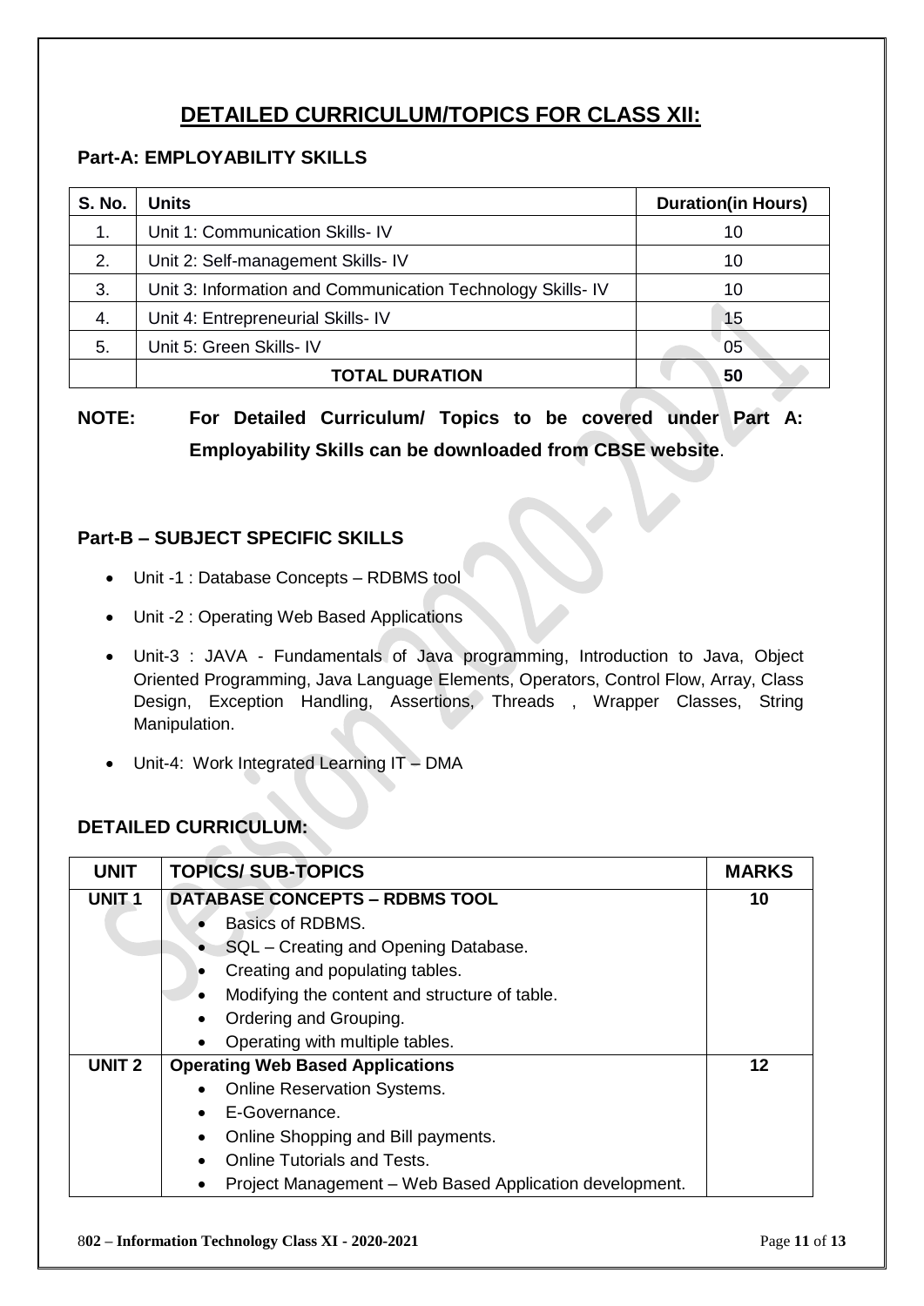# DETAILED CURRICULUM/TOPICS FOR CLASS XII:

## Part-A: EMPLOYABILITY SKILLS

| S. No. | Units | Duration(in Hours) |
|---|---|---|
| 1. | Unit 1: Communication Skills- IV | 10 |
| 2. | Unit 2: Self-management Skills- IV | 10 |
| 3. | Unit 3: Information and Communication Technology Skills- IV | 10 |
| 4. | Unit 4: Entrepreneurial Skills- IV | 15 |
| 5. | Unit 5: Green Skills- IV | 05 |
| | **TOTAL DURATION** | **50** |

**NOTE: For Detailed Curriculum/ Topics to be covered under Part A: Employability Skills can be downloaded from CBSE website**.

## Part-B – SUBJECT SPECIFIC SKILLS

- Unit -1 : Database Concepts – RDBMS tool
- Unit -2 : Operating Web Based Applications
- Unit-3 : JAVA - Fundamentals of Java programming, Introduction to Java, Object Oriented Programming, Java Language Elements, Operators, Control Flow, Array, Class Design, Exception Handling, Assertions, Threads , Wrapper Classes, String Manipulation.
- Unit-4: Work Integrated Learning IT – DMA

## DETAILED CURRICULUM:

| UNIT | TOPICS/ SUB-TOPICS | MARKS |
|---|---|---|
| **UNIT 1** | **DATABASE CONCEPTS – RDBMS TOOL**<br>• Basics of RDBMS.<br>• SQL – Creating and Opening Database.<br>• Creating and populating tables.<br>• Modifying the content and structure of table.<br>• Ordering and Grouping.<br>• Operating with multiple tables. | **10** |
| **UNIT 2** | **Operating Web Based Applications**<br>• Online Reservation Systems.<br>• E-Governance.<br>• Online Shopping and Bill payments.<br>• Online Tutorials and Tests.<br>• Project Management – Web Based Application development. | **12** |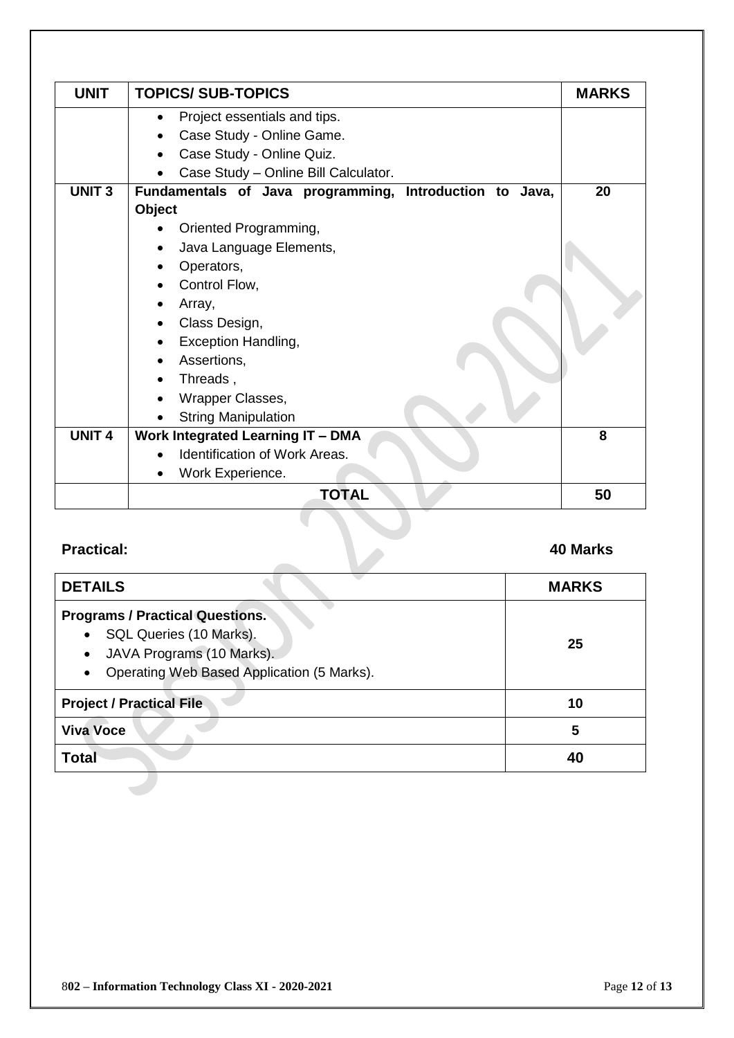| UNIT | TOPICS/ SUB-TOPICS | MARKS |
|---|---|---|
| | • Project essentials and tips.<br>• Case Study - Online Game.<br>• Case Study - Online Quiz.<br>• Case Study – Online Bill Calculator. | |
| **UNIT 3** | **Fundamentals of Java programming, Introduction to Java, Object**<br>• Oriented Programming,<br>• Java Language Elements,<br>• Operators,<br>• Control Flow,<br>• Array,<br>• Class Design,<br>• Exception Handling,<br>• Assertions,<br>• Threads ,<br>• Wrapper Classes,<br>• String Manipulation | **20** |
| **UNIT 4** | **Work Integrated Learning IT – DMA**<br>• Identification of Work Areas.<br>• Work Experience. | **8** |
| | **TOTAL** | **50** |

**Practical:** **40 Marks**

| DETAILS | MARKS |
|---|---|
| **Programs / Practical Questions.**<br>• SQL Queries (10 Marks).<br>• JAVA Programs (10 Marks).<br>• Operating Web Based Application (5 Marks). | **25** |
| **Project / Practical File** | **10** |
| **Viva Voce** | **5** |
| **Total** | **40** |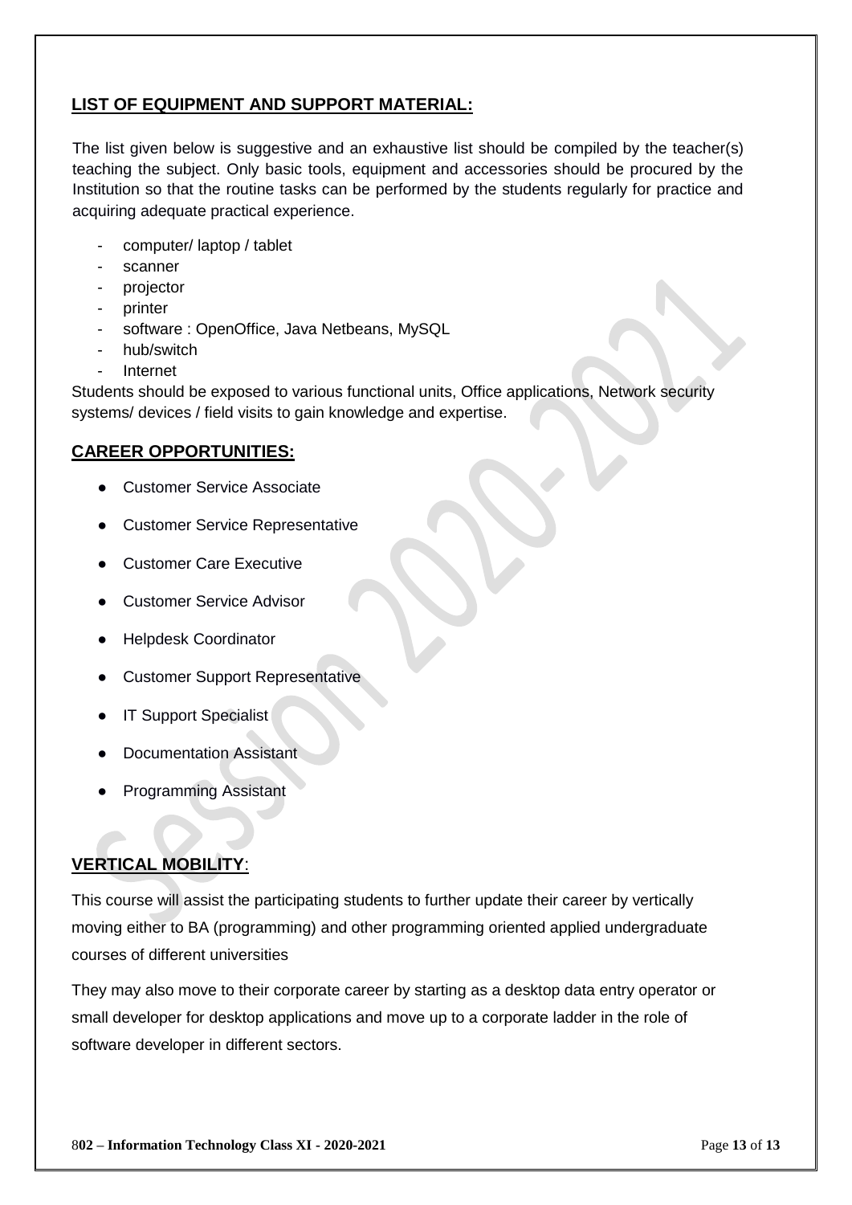## **LIST OF EQUIPMENT AND SUPPORT MATERIAL:**

The list given below is suggestive and an exhaustive list should be compiled by the teacher(s) teaching the subject. Only basic tools, equipment and accessories should be procured by the Institution so that the routine tasks can be performed by the students regularly for practice and acquiring adequate practical experience.

- computer/ laptop / tablet
- scanner
- projector
- printer
- software : OpenOffice, Java Netbeans, MySQL
- hub/switch
- Internet

Students should be exposed to various functional units, Office applications, Network security systems/ devices / field visits to gain knowledge and expertise.

## **CAREER OPPORTUNITIES:**

- Customer Service Associate
- Customer Service Representative
- Customer Care Executive
- Customer Service Advisor
- Helpdesk Coordinator
- Customer Support Representative
- IT Support Specialist
- Documentation Assistant
- Programming Assistant

## **VERTICAL MOBILITY**:

This course will assist the participating students to further update their career by vertically moving either to BA (programming) and other programming oriented applied undergraduate courses of different universities

They may also move to their corporate career by starting as a desktop data entry operator or small developer for desktop applications and move up to a corporate ladder in the role of software developer in different sectors.